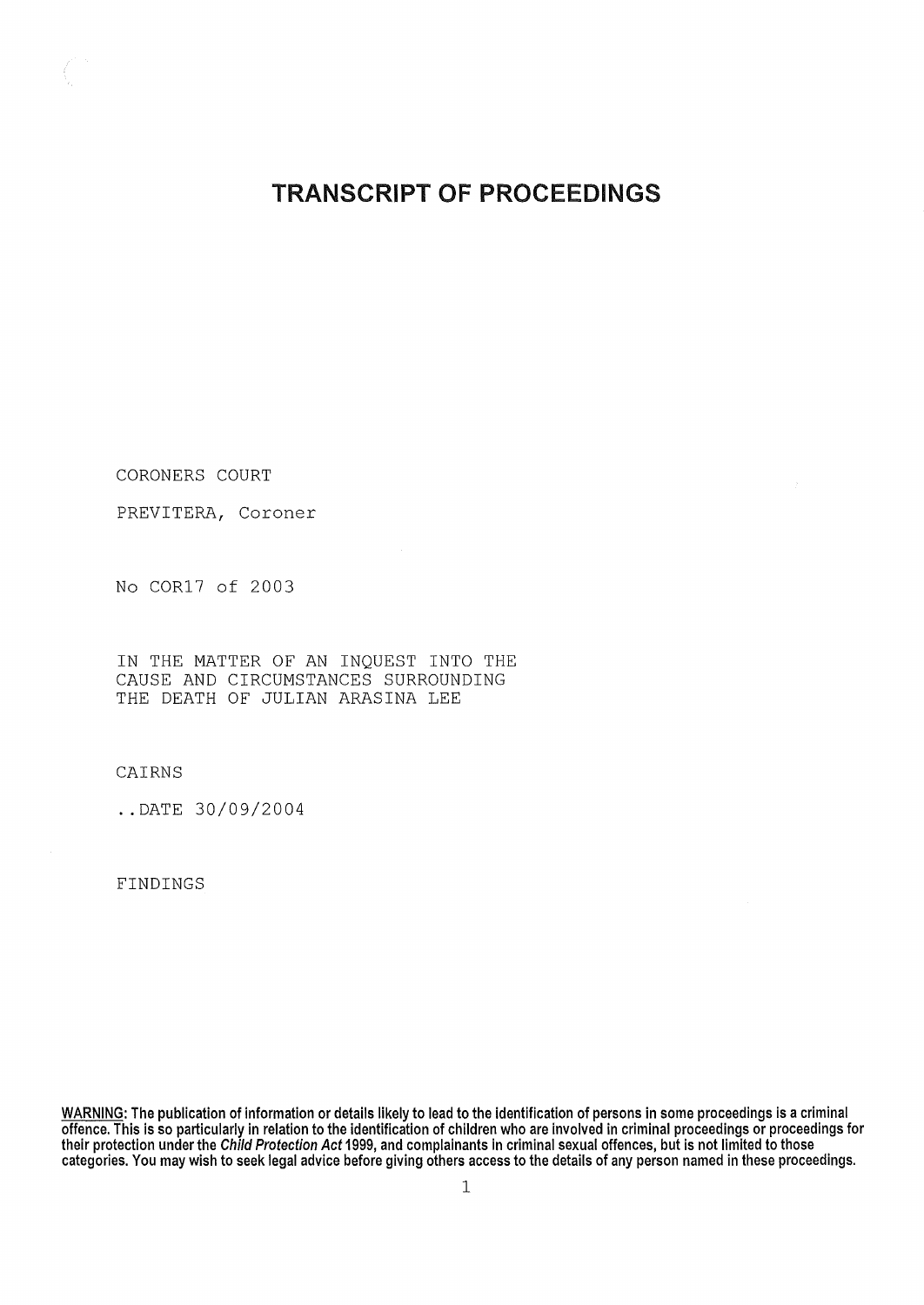# TRANSCRIPT OF PROCEEDINGS

CORONERS COURT

PREVITERA, Coroner

No COR17 of 2003

IN THE MATTER OF AN INQUEST INTO THE CAUSE AND CIRCUMSTANCES SURROUNDING THE DEATH OF JULIAN ARASINA LEE

CAIRNS

..DATE 30/09/2004

FINDINGS

**<u>WARNING</u>: The publication of information or details likely to lead to the identification of persons in some proceedings is a criminal offence. This is so particularly in relation to the identification of children who are involved in criminal proceedings or proceedings for their protection under the *Child Protection Act* 1999, and complainants in criminal sexual offences, but is not limited to those categories. You may wish to seek legal advice before giving others access to the details of any person named in these proceedings.**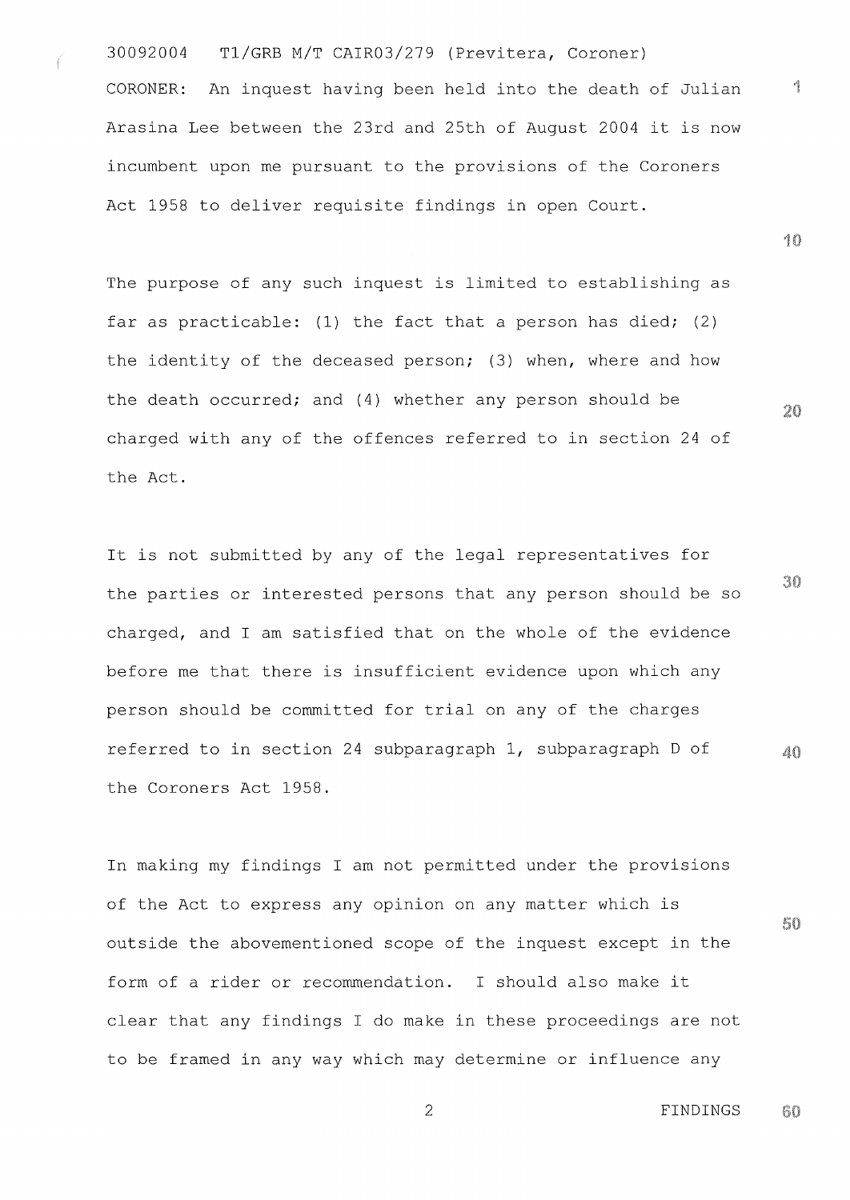CORONER: An inquest having been held into the death of Julian Arasina Lee between the 23rd and 25th of August 2004 it is now incumbent upon me pursuant to the provisions of the Coroners Act 1958 to deliver requisite findings in open Court.

The purpose of any such inquest is limited to establishing as far as practicable: (1) the fact that a person has died; (2) the identity of the deceased person; (3) when, where and how the death occurred; and (4) whether any person should be charged with any of the offences referred to in section 24 of the Act.

It is not submitted by any of the legal representatives for the parties or interested persons that any person should be so charged, and I am satisfied that on the whole of the evidence before me that there is insufficient evidence upon which any person should be committed for trial on any of the charges referred to in section 24 subparagraph 1, subparagraph D of the Coroners Act 1958.

In making my findings I am not permitted under the provisions of the Act to express any opinion on any matter which is outside the abovementioned scope of the inquest except in the form of a rider or recommendation. I should also make it clear that any findings I do make in these proceedings are not to be framed in any way which may determine or influence any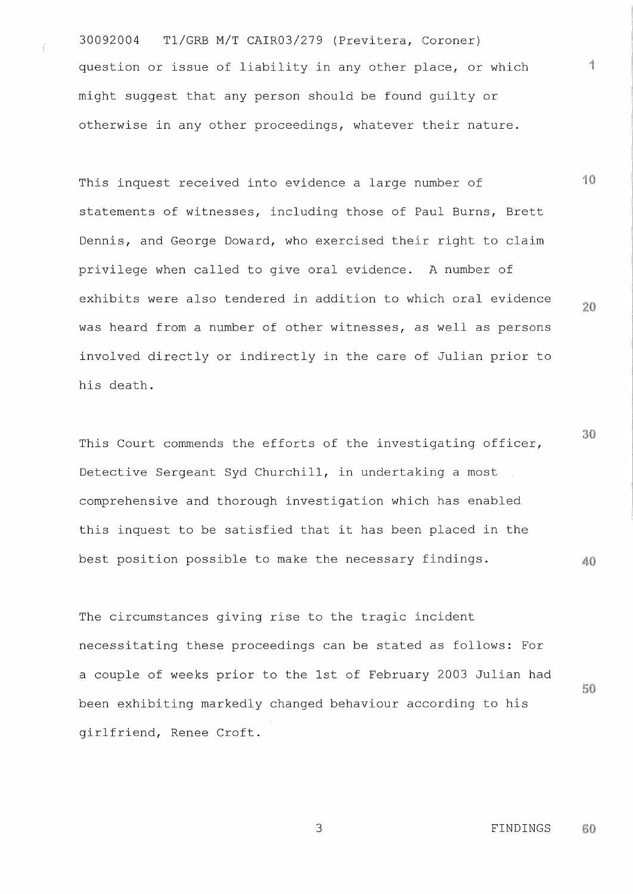question or issue of liability in any other place, or which might suggest that any person should be found guilty or otherwise in any other proceedings, whatever their nature.

This inquest received into evidence a large number of statements of witnesses, including those of Paul Burns, Brett Dennis, and George Doward, who exercised their right to claim privilege when called to give oral evidence. A number of exhibits were also tendered in addition to which oral evidence was heard from a number of other witnesses, as well as persons involved directly or indirectly in the care of Julian prior to his death.

This Court commends the efforts of the investigating officer, Detective Sergeant Syd Churchill, in undertaking a most comprehensive and thorough investigation which has enabled this inquest to be satisfied that it has been placed in the best position possible to make the necessary findings.

The circumstances giving rise to the tragic incident necessitating these proceedings can be stated as follows: For a couple of weeks prior to the 1st of February 2003 Julian had been exhibiting markedly changed behaviour according to his girlfriend, Renee Croft.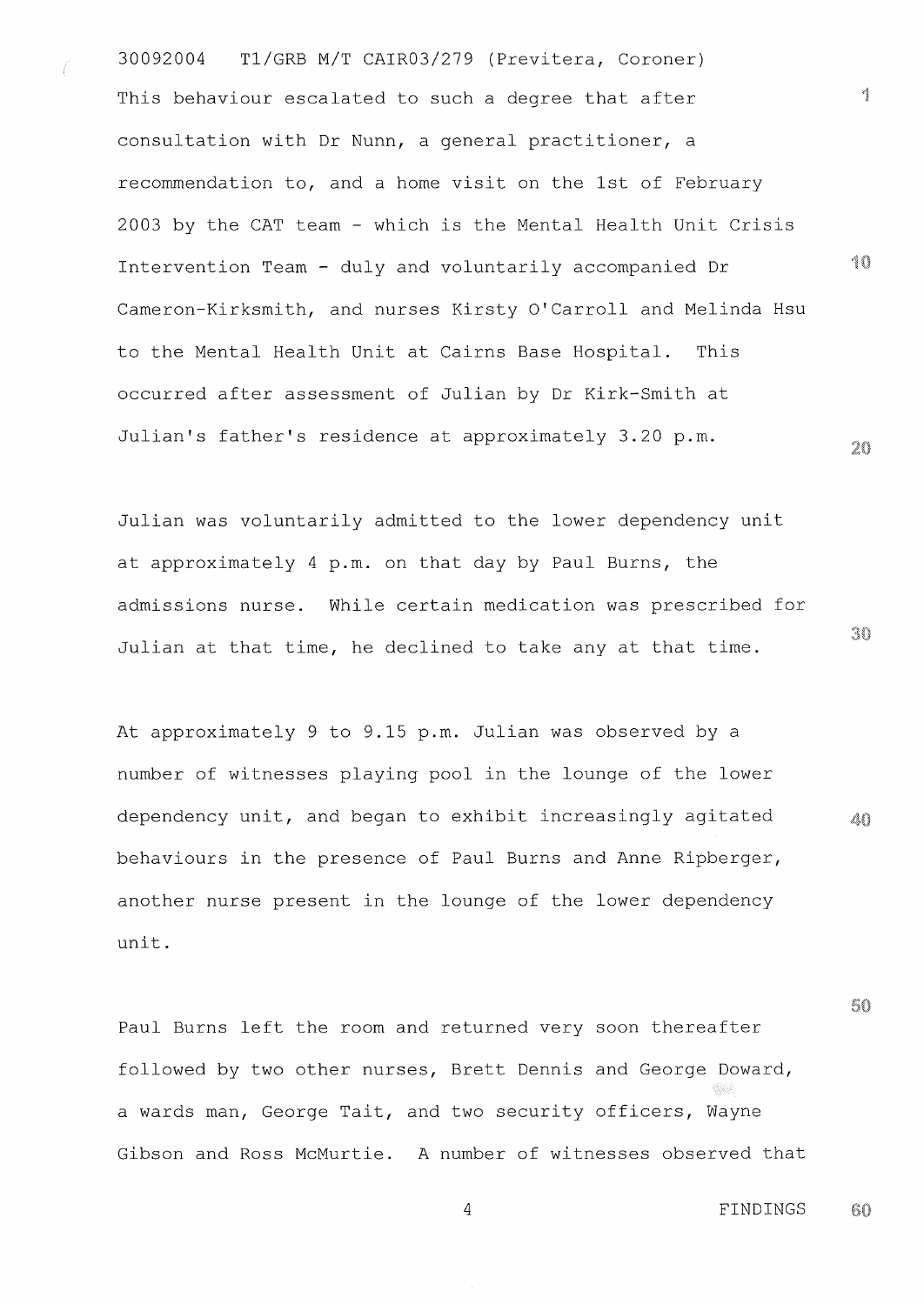This behaviour escalated to such a degree that after consultation with Dr Nunn, a general practitioner, a recommendation to, and a home visit on the 1st of February 2003 by the CAT team - which is the Mental Health Unit Crisis Intervention Team - duly and voluntarily accompanied Dr Cameron-Kirksmith, and nurses Kirsty O'Carroll and Melinda Hsu to the Mental Health Unit at Cairns Base Hospital. This occurred after assessment of Julian by Dr Kirk-Smith at Julian's father's residence at approximately 3.20 p.m.

Julian was voluntarily admitted to the lower dependency unit at approximately 4 p.m. on that day by Paul Burns, the admissions nurse. While certain medication was prescribed for Julian at that time, he declined to take any at that time.

At approximately 9 to 9.15 p.m. Julian was observed by a number of witnesses playing pool in the lounge of the lower dependency unit, and began to exhibit increasingly agitated behaviours in the presence of Paul Burns and Anne Ripberger, another nurse present in the lounge of the lower dependency unit.

Paul Burns left the room and returned very soon thereafter followed by two other nurses, Brett Dennis and George Doward, a wards man, George Tait, and two security officers, Wayne Gibson and Ross McMurtie. A number of witnesses observed that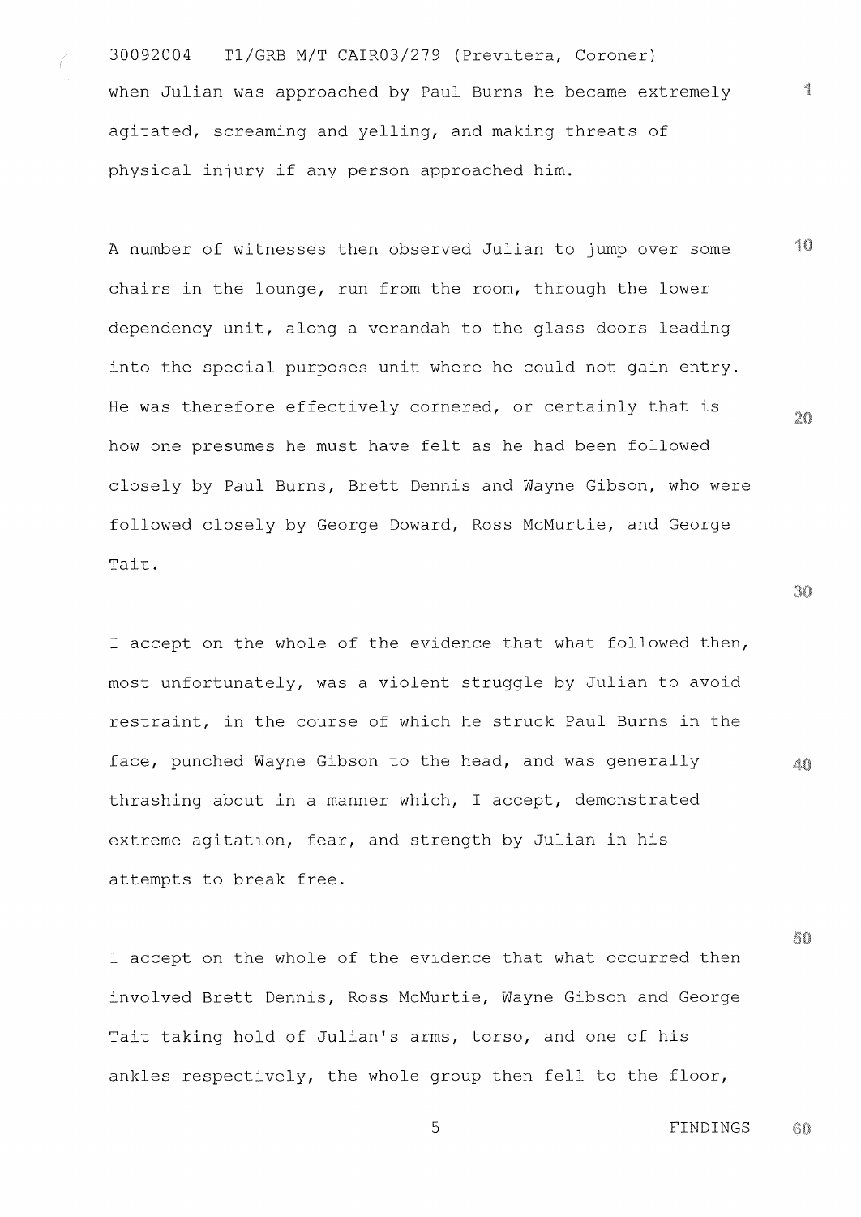when Julian was approached by Paul Burns he became extremely agitated, screaming and yelling, and making threats of physical injury if any person approached him.

A number of witnesses then observed Julian to jump over some chairs in the lounge, run from the room, through the lower dependency unit, along a verandah to the glass doors leading into the special purposes unit where he could not gain entry. He was therefore effectively cornered, or certainly that is how one presumes he must have felt as he had been followed closely by Paul Burns, Brett Dennis and Wayne Gibson, who were followed closely by George Doward, Ross McMurtie, and George Tait.

I accept on the whole of the evidence that what followed then, most unfortunately, was a violent struggle by Julian to avoid restraint, in the course of which he struck Paul Burns in the face, punched Wayne Gibson to the head, and was generally thrashing about in a manner which, I accept, demonstrated extreme agitation, fear, and strength by Julian in his attempts to break free.

I accept on the whole of the evidence that what occurred then involved Brett Dennis, Ross McMurtie, Wayne Gibson and George Tait taking hold of Julian's arms, torso, and one of his ankles respectively, the whole group then fell to the floor,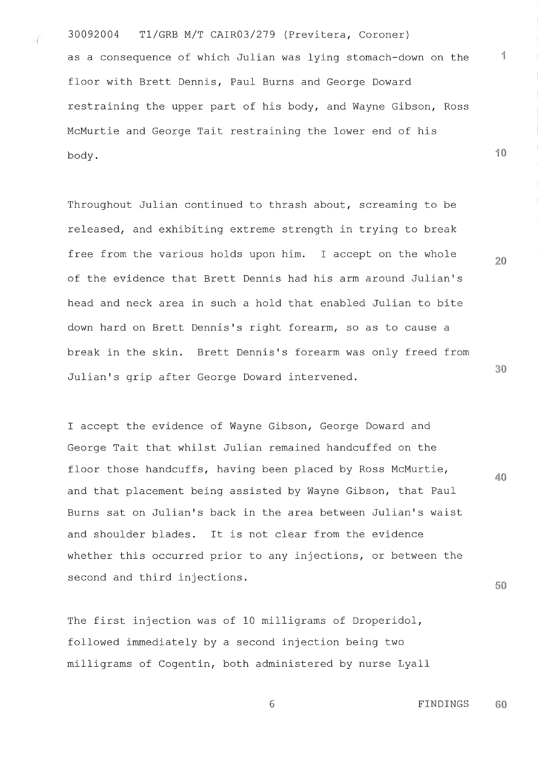as a consequence of which Julian was lying stomach-down on the floor with Brett Dennis, Paul Burns and George Doward restraining the upper part of his body, and Wayne Gibson, Ross McMurtie and George Tait restraining the lower end of his body.

Throughout Julian continued to thrash about, screaming to be released, and exhibiting extreme strength in trying to break free from the various holds upon him. I accept on the whole of the evidence that Brett Dennis had his arm around Julian's head and neck area in such a hold that enabled Julian to bite down hard on Brett Dennis's right forearm, so as to cause a break in the skin. Brett Dennis's forearm was only freed from Julian's grip after George Doward intervened.

I accept the evidence of Wayne Gibson, George Doward and George Tait that whilst Julian remained handcuffed on the floor those handcuffs, having been placed by Ross McMurtie, and that placement being assisted by Wayne Gibson, that Paul Burns sat on Julian's back in the area between Julian's waist and shoulder blades. It is not clear from the evidence whether this occurred prior to any injections, or between the second and third injections.

The first injection was of 10 milligrams of Droperidol, followed immediately by a second injection being two milligrams of Cogentin, both administered by nurse Lyall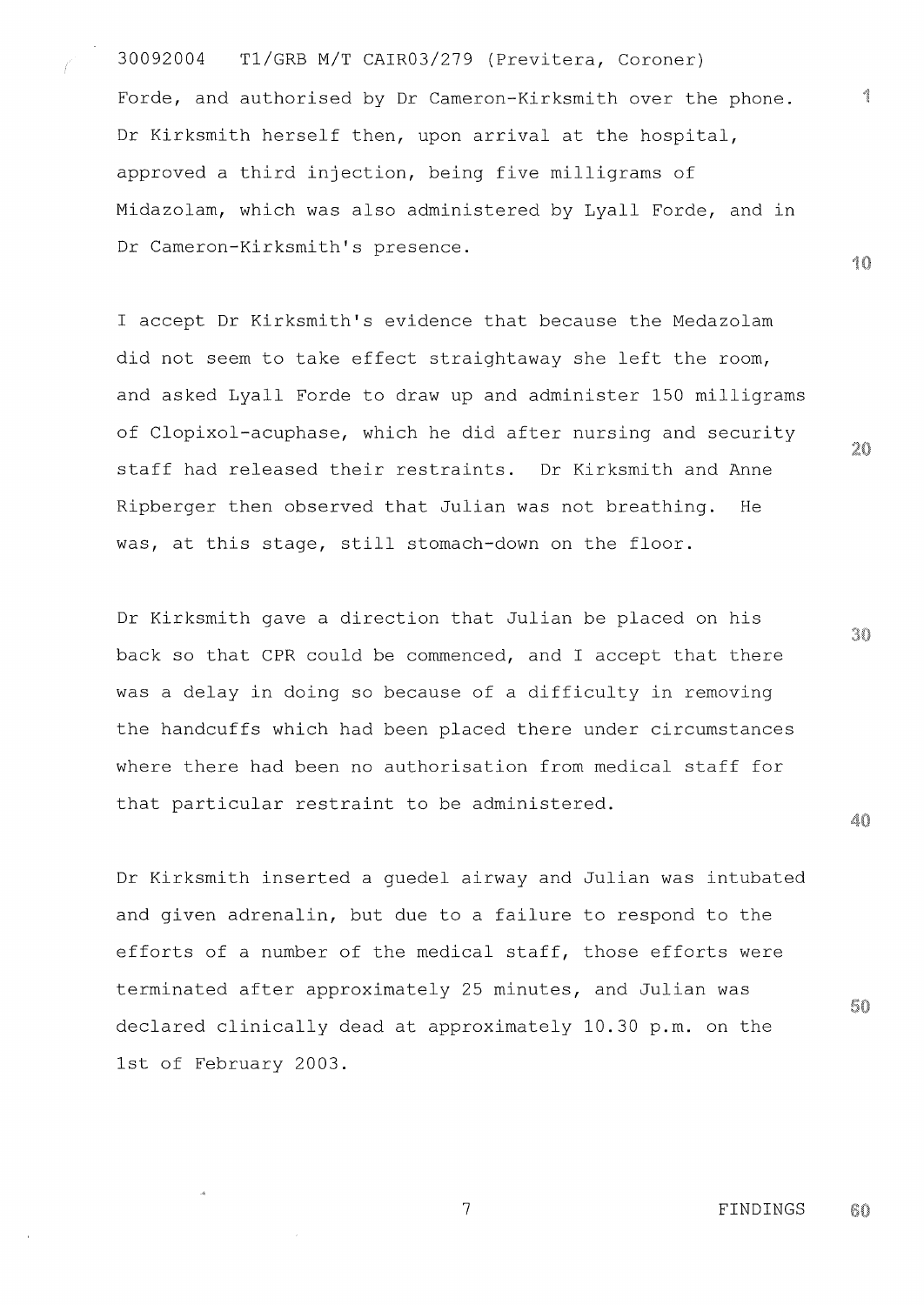Forde, and authorised by Dr Cameron-Kirksmith over the phone. Dr Kirksmith herself then, upon arrival at the hospital, approved a third injection, being five milligrams of Midazolam, which was also administered by Lyall Forde, and in Dr Cameron-Kirksmith's presence.

I accept Dr Kirksmith's evidence that because the Medazolam did not seem to take effect straightaway she left the room, and asked Lyall Forde to draw up and administer 150 milligrams of Clopixol-acuphase, which he did after nursing and security staff had released their restraints. Dr Kirksmith and Anne Ripberger then observed that Julian was not breathing. He was, at this stage, still stomach-down on the floor.

Dr Kirksmith gave a direction that Julian be placed on his back so that CPR could be commenced, and I accept that there was a delay in doing so because of a difficulty in removing the handcuffs which had been placed there under circumstances where there had been no authorisation from medical staff for that particular restraint to be administered.

Dr Kirksmith inserted a guedel airway and Julian was intubated and given adrenalin, but due to a failure to respond to the efforts of a number of the medical staff, those efforts were terminated after approximately 25 minutes, and Julian was declared clinically dead at approximately 10.30 p.m. on the 1st of February 2003.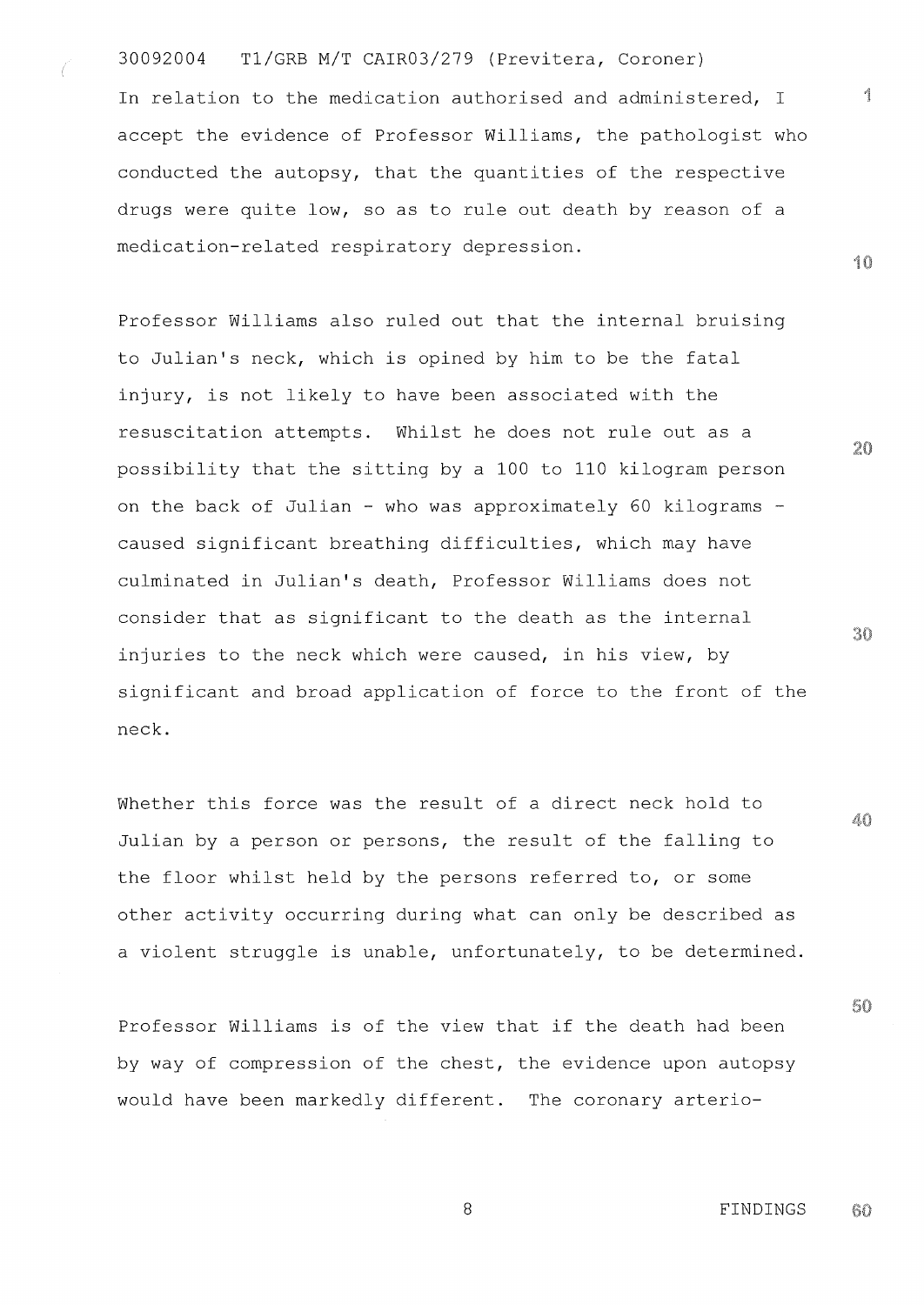In relation to the medication authorised and administered, I accept the evidence of Professor Williams, the pathologist who conducted the autopsy, that the quantities of the respective drugs were quite low, so as to rule out death by reason of a medication-related respiratory depression.

Professor Williams also ruled out that the internal bruising to Julian's neck, which is opined by him to be the fatal injury, is not likely to have been associated with the resuscitation attempts. Whilst he does not rule out as a possibility that the sitting by a 100 to 110 kilogram person on the back of Julian - who was approximately 60 kilograms - caused significant breathing difficulties, which may have culminated in Julian's death, Professor Williams does not consider that as significant to the death as the internal injuries to the neck which were caused, in his view, by significant and broad application of force to the front of the neck.

Whether this force was the result of a direct neck hold to Julian by a person or persons, the result of the falling to the floor whilst held by the persons referred to, or some other activity occurring during what can only be described as a violent struggle is unable, unfortunately, to be determined.

Professor Williams is of the view that if the death had been by way of compression of the chest, the evidence upon autopsy would have been markedly different. The coronary arterio-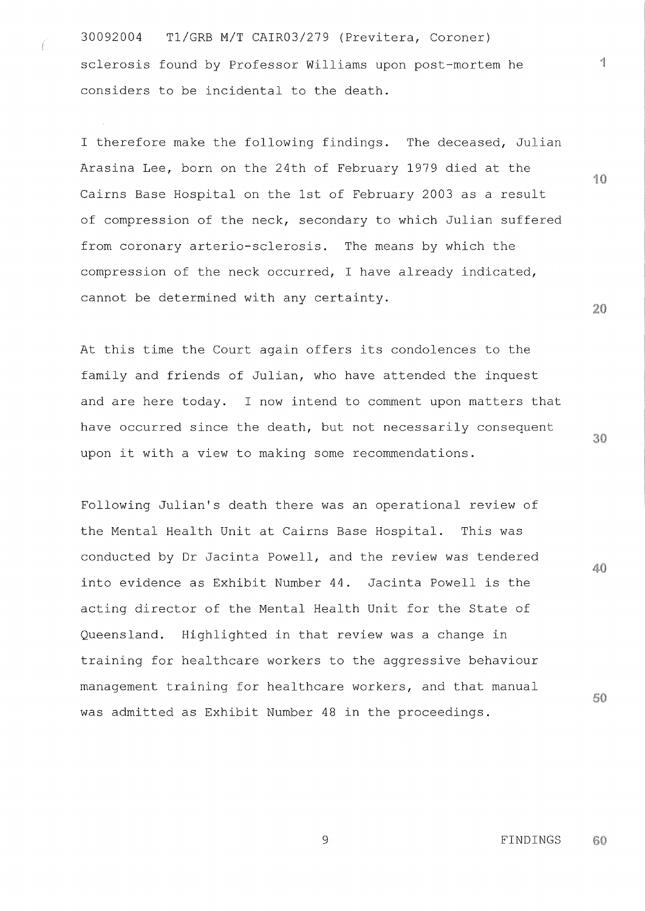sclerosis found by Professor Williams upon post-mortem he considers to be incidental to the death.

I therefore make the following findings. The deceased, Julian Arasina Lee, born on the 24th of February 1979 died at the Cairns Base Hospital on the 1st of February 2003 as a result of compression of the neck, secondary to which Julian suffered from coronary arterio-sclerosis. The means by which the compression of the neck occurred, I have already indicated, cannot be determined with any certainty.

At this time the Court again offers its condolences to the family and friends of Julian, who have attended the inquest and are here today. I now intend to comment upon matters that have occurred since the death, but not necessarily consequent upon it with a view to making some recommendations.

Following Julian's death there was an operational review of the Mental Health Unit at Cairns Base Hospital. This was conducted by Dr Jacinta Powell, and the review was tendered into evidence as Exhibit Number 44. Jacinta Powell is the acting director of the Mental Health Unit for the State of Queensland. Highlighted in that review was a change in training for healthcare workers to the aggressive behaviour management training for healthcare workers, and that manual was admitted as Exhibit Number 48 in the proceedings.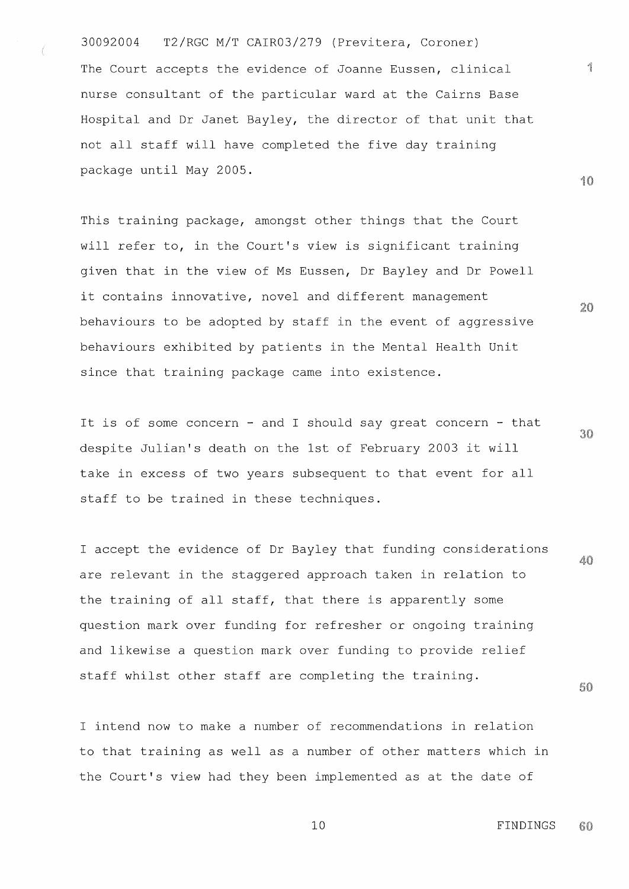The Court accepts the evidence of Joanne Eussen, clinical nurse consultant of the particular ward at the Cairns Base Hospital and Dr Janet Bayley, the director of that unit that not all staff will have completed the five day training package until May 2005.

This training package, amongst other things that the Court will refer to, in the Court's view is significant training given that in the view of Ms Eussen, Dr Bayley and Dr Powell it contains innovative, novel and different management behaviours to be adopted by staff in the event of aggressive behaviours exhibited by patients in the Mental Health Unit since that training package came into existence.

It is of some concern - and I should say great concern - that despite Julian's death on the 1st of February 2003 it will take in excess of two years subsequent to that event for all staff to be trained in these techniques.

I accept the evidence of Dr Bayley that funding considerations are relevant in the staggered approach taken in relation to the training of all staff, that there is apparently some question mark over funding for refresher or ongoing training and likewise a question mark over funding to provide relief staff whilst other staff are completing the training.

I intend now to make a number of recommendations in relation to that training as well as a number of other matters which in the Court's view had they been implemented as at the date of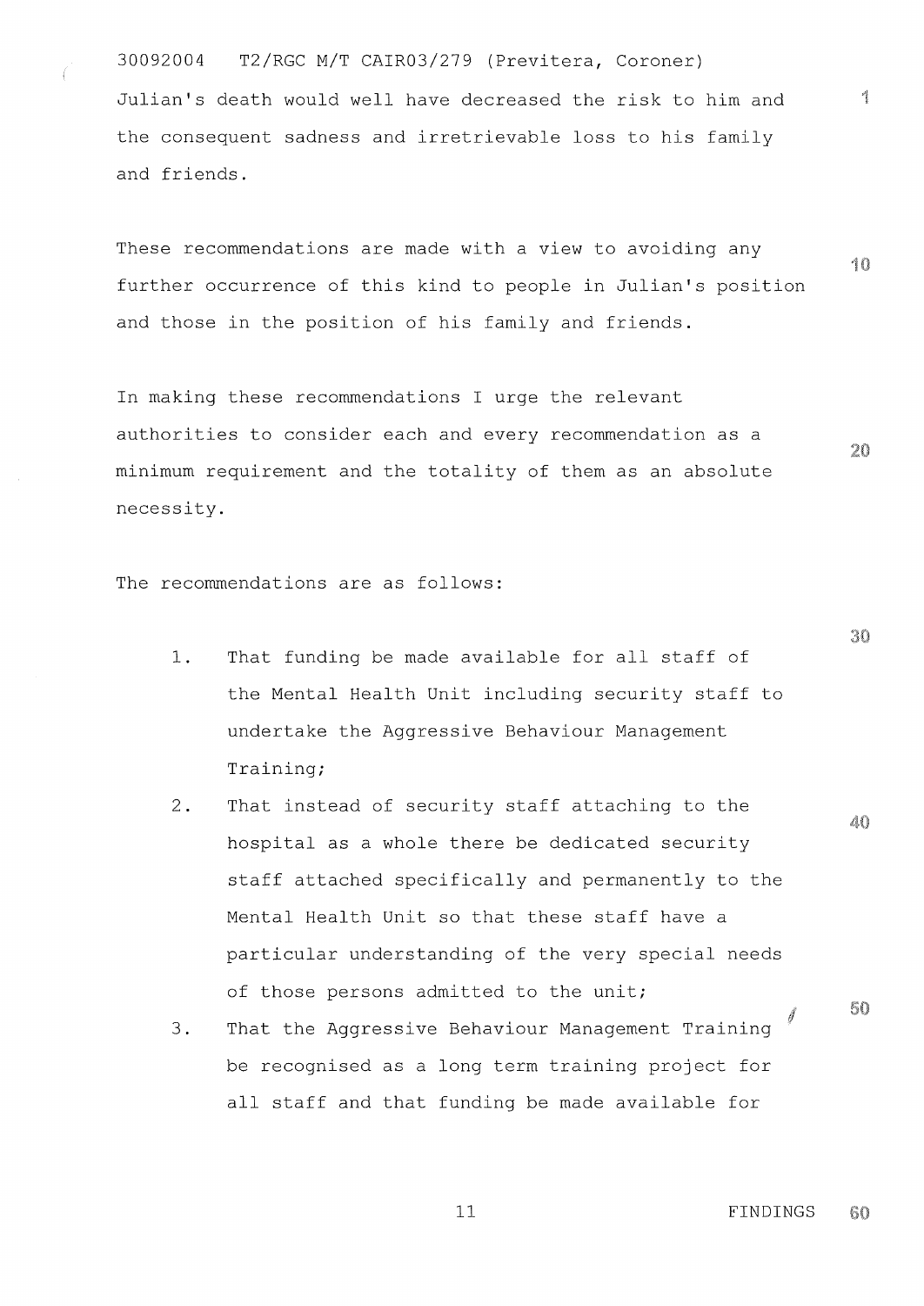Julian's death would well have decreased the risk to him and the consequent sadness and irretrievable loss to his family and friends.

These recommendations are made with a view to avoiding any further occurrence of this kind to people in Julian's position and those in the position of his family and friends.

In making these recommendations I urge the relevant authorities to consider each and every recommendation as a minimum requirement and the totality of them as an absolute necessity.

The recommendations are as follows:

1. That funding be made available for all staff of the Mental Health Unit including security staff to undertake the Aggressive Behaviour Management Training;
2. That instead of security staff attaching to the hospital as a whole there be dedicated security staff attached specifically and permanently to the Mental Health Unit so that these staff have a particular understanding of the very special needs of those persons admitted to the unit;
3. That the Aggressive Behaviour Management Training be recognised as a long term training project for all staff and that funding be made available for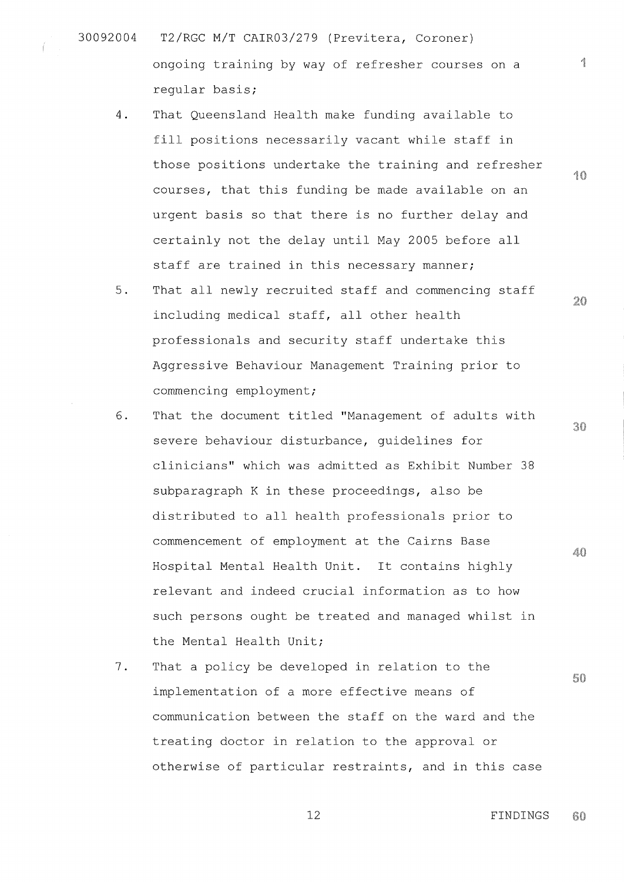ongoing training by way of refresher courses on a regular basis;

4. That Queensland Health make funding available to fill positions necessarily vacant while staff in those positions undertake the training and refresher courses, that this funding be made available on an urgent basis so that there is no further delay and certainly not the delay until May 2005 before all staff are trained in this necessary manner;

5. That all newly recruited staff and commencing staff including medical staff, all other health professionals and security staff undertake this Aggressive Behaviour Management Training prior to commencing employment;

6. That the document titled "Management of adults with severe behaviour disturbance, guidelines for clinicians" which was admitted as Exhibit Number 38 subparagraph K in these proceedings, also be distributed to all health professionals prior to commencement of employment at the Cairns Base Hospital Mental Health Unit. It contains highly relevant and indeed crucial information as to how such persons ought be treated and managed whilst in the Mental Health Unit;

7. That a policy be developed in relation to the implementation of a more effective means of communication between the staff on the ward and the treating doctor in relation to the approval or otherwise of particular restraints, and in this case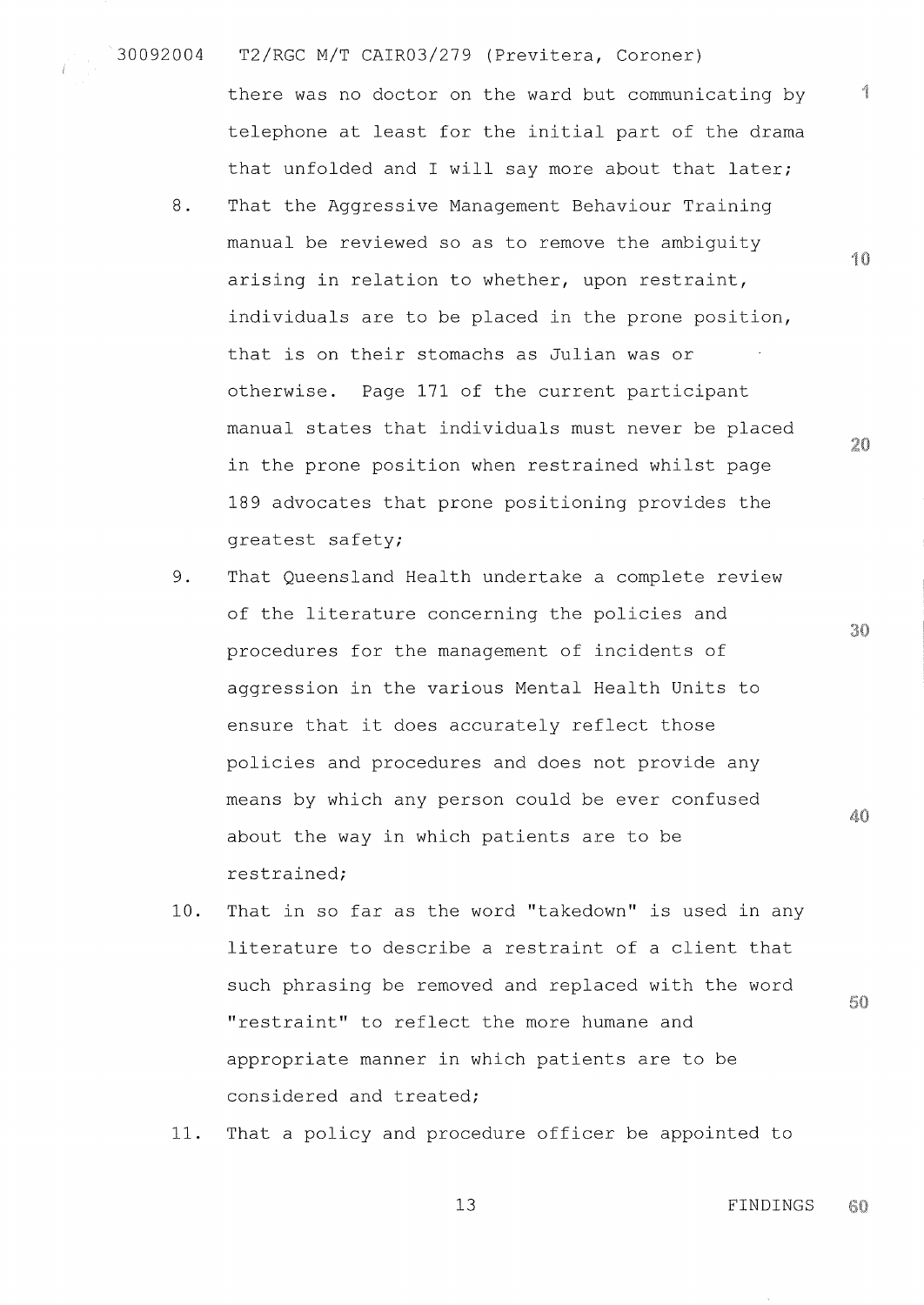there was no doctor on the ward but communicating by telephone at least for the initial part of the drama that unfolded and I will say more about that later;

8. That the Aggressive Management Behaviour Training manual be reviewed so as to remove the ambiguity arising in relation to whether, upon restraint, individuals are to be placed in the prone position, that is on their stomachs as Julian was or otherwise. Page 171 of the current participant manual states that individuals must never be placed in the prone position when restrained whilst page 189 advocates that prone positioning provides the greatest safety;

9. That Queensland Health undertake a complete review of the literature concerning the policies and procedures for the management of incidents of aggression in the various Mental Health Units to ensure that it does accurately reflect those policies and procedures and does not provide any means by which any person could be ever confused about the way in which patients are to be restrained;

10. That in so far as the word "takedown" is used in any literature to describe a restraint of a client that such phrasing be removed and replaced with the word "restraint" to reflect the more humane and appropriate manner in which patients are to be considered and treated;

11. That a policy and procedure officer be appointed to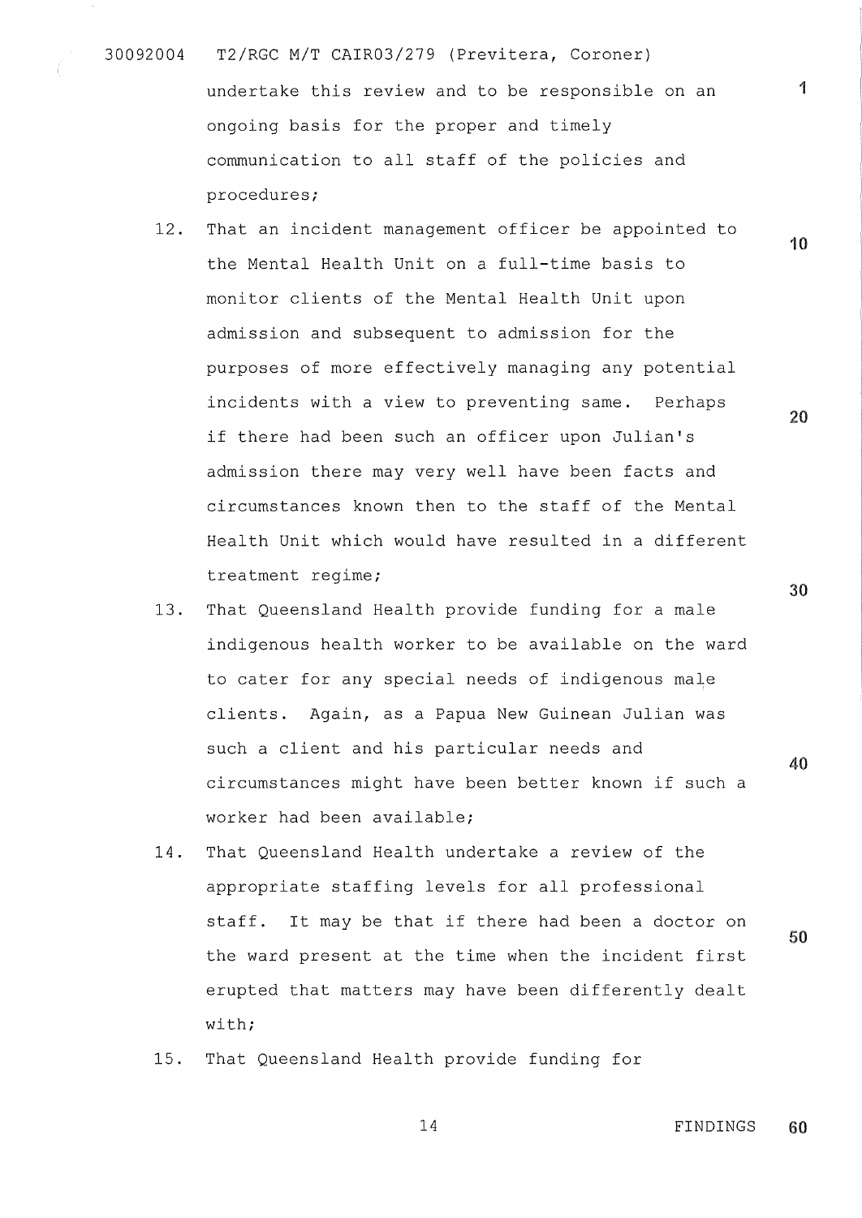undertake this review and to be responsible on an ongoing basis for the proper and timely communication to all staff of the policies and procedures;

12. That an incident management officer be appointed to the Mental Health Unit on a full-time basis to monitor clients of the Mental Health Unit upon admission and subsequent to admission for the purposes of more effectively managing any potential incidents with a view to preventing same. Perhaps if there had been such an officer upon Julian's admission there may very well have been facts and circumstances known then to the staff of the Mental Health Unit which would have resulted in a different treatment regime;
13. That Queensland Health provide funding for a male indigenous health worker to be available on the ward to cater for any special needs of indigenous male clients. Again, as a Papua New Guinean Julian was such a client and his particular needs and circumstances might have been better known if such a worker had been available;
14. That Queensland Health undertake a review of the appropriate staffing levels for all professional staff. It may be that if there had been a doctor on the ward present at the time when the incident first erupted that matters may have been differently dealt with;
15. That Queensland Health provide funding for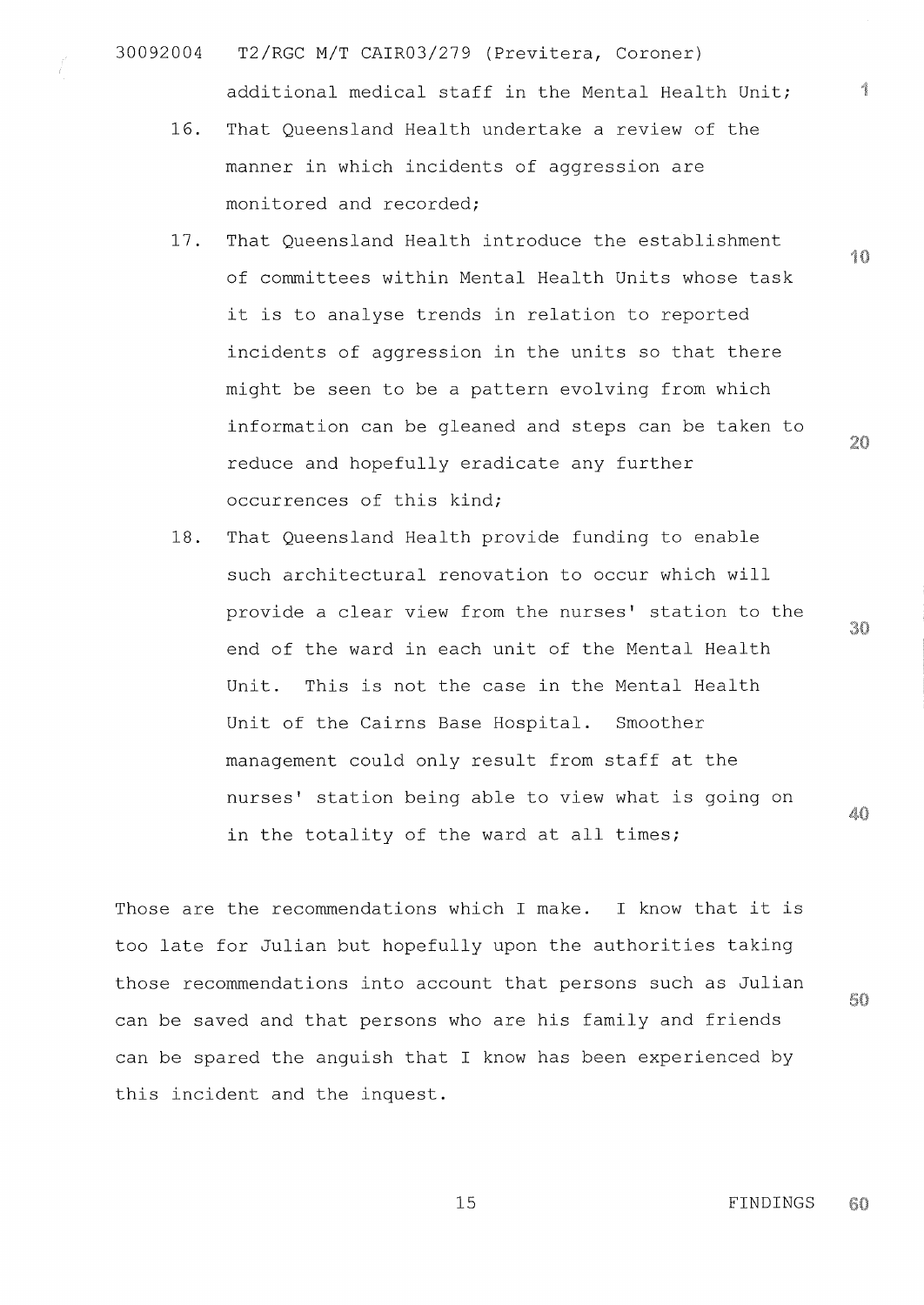additional medical staff in the Mental Health Unit;

16. That Queensland Health undertake a review of the manner in which incidents of aggression are monitored and recorded;

17. That Queensland Health introduce the establishment of committees within Mental Health Units whose task it is to analyse trends in relation to reported incidents of aggression in the units so that there might be seen to be a pattern evolving from which information can be gleaned and steps can be taken to reduce and hopefully eradicate any further occurrences of this kind;

18. That Queensland Health provide funding to enable such architectural renovation to occur which will provide a clear view from the nurses' station to the end of the ward in each unit of the Mental Health Unit. This is not the case in the Mental Health Unit of the Cairns Base Hospital. Smoother management could only result from staff at the nurses' station being able to view what is going on in the totality of the ward at all times;

Those are the recommendations which I make. I know that it is too late for Julian but hopefully upon the authorities taking those recommendations into account that persons such as Julian can be saved and that persons who are his family and friends can be spared the anguish that I know has been experienced by this incident and the inquest.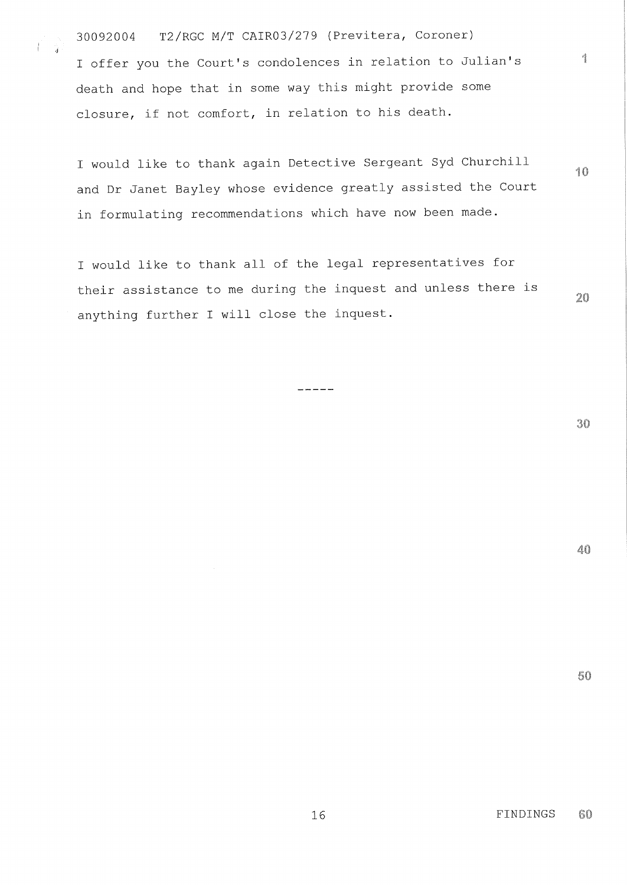I offer you the Court's condolences in relation to Julian's death and hope that in some way this might provide some closure, if not comfort, in relation to his death.

I would like to thank again Detective Sergeant Syd Churchill and Dr Janet Bayley whose evidence greatly assisted the Court in formulating recommendations which have now been made.

I would like to thank all of the legal representatives for their assistance to me during the inquest and unless there is anything further I will close the inquest.

-----